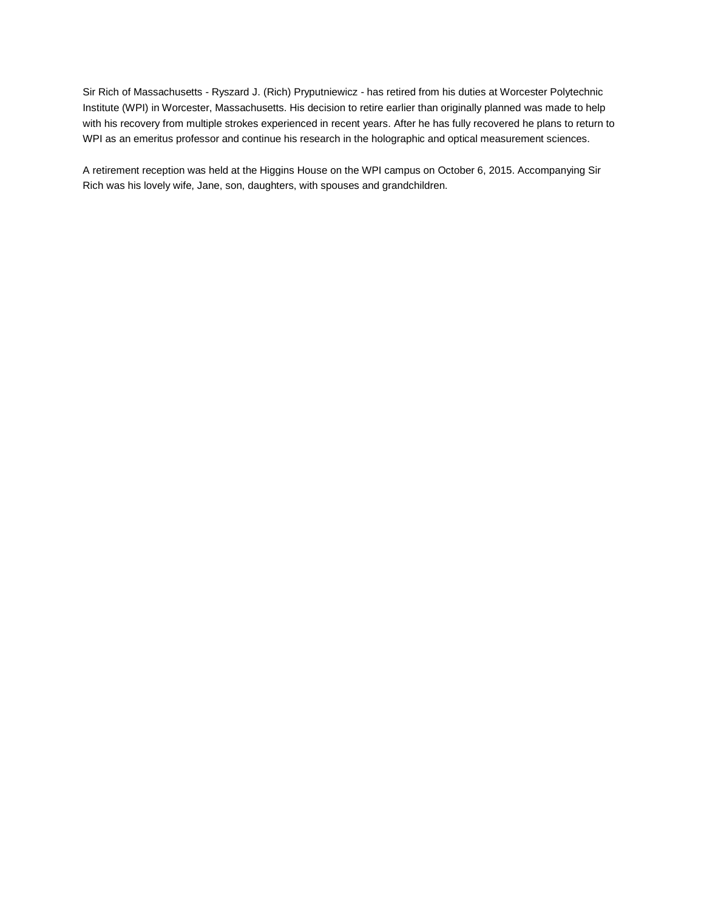Sir Rich of Massachusetts - Ryszard J. (Rich) Pryputniewicz - has retired from his duties at Worcester Polytechnic Institute (WPI) in Worcester, Massachusetts. His decision to retire earlier than originally planned was made to help with his recovery from multiple strokes experienced in recent years. After he has fully recovered he plans to return to WPI as an emeritus professor and continue his research in the holographic and optical measurement sciences.

A retirement reception was held at the Higgins House on the WPI campus on October 6, 2015. Accompanying Sir Rich was his lovely wife, Jane, son, daughters, with spouses and grandchildren.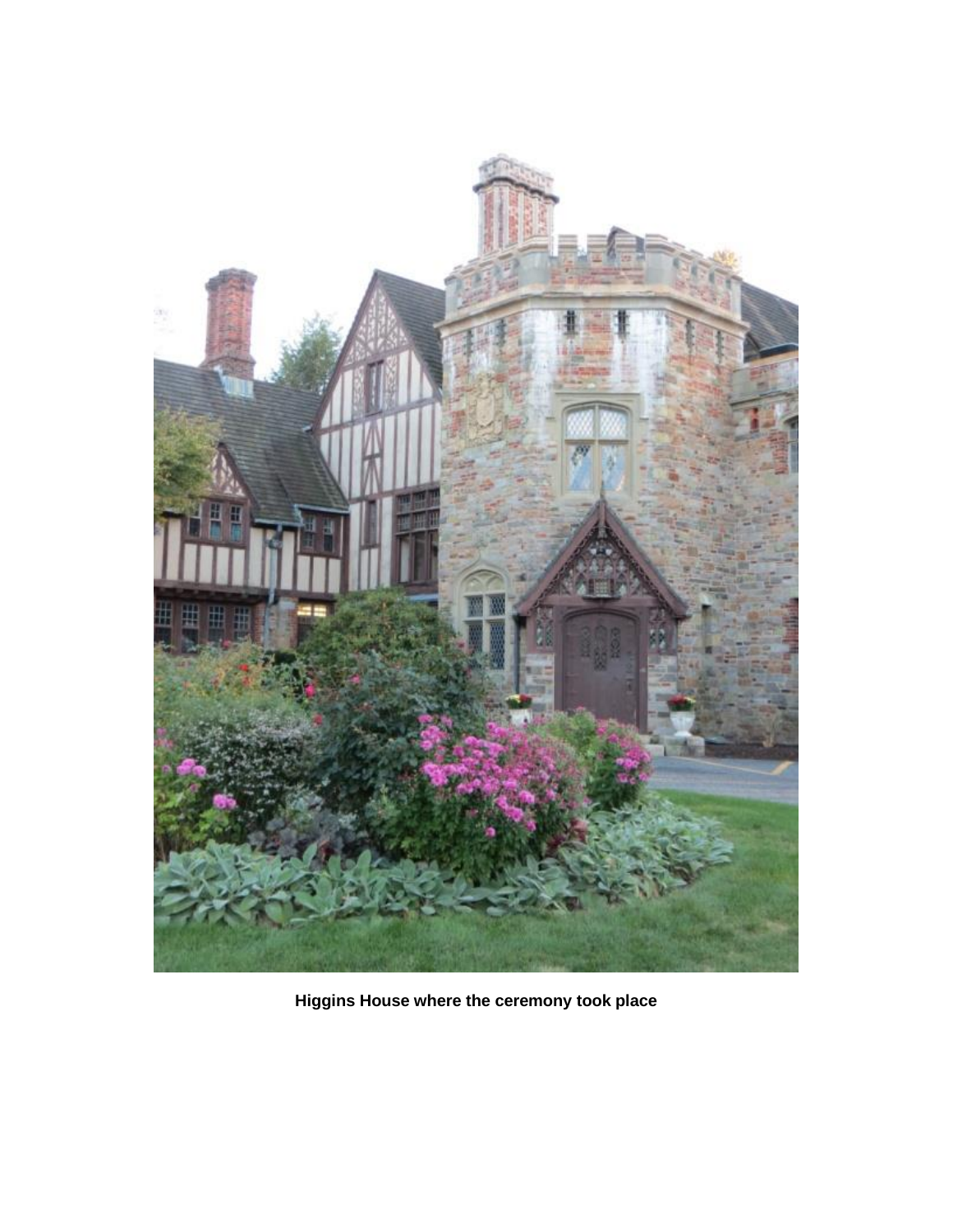**Higgins House where the ceremony took place**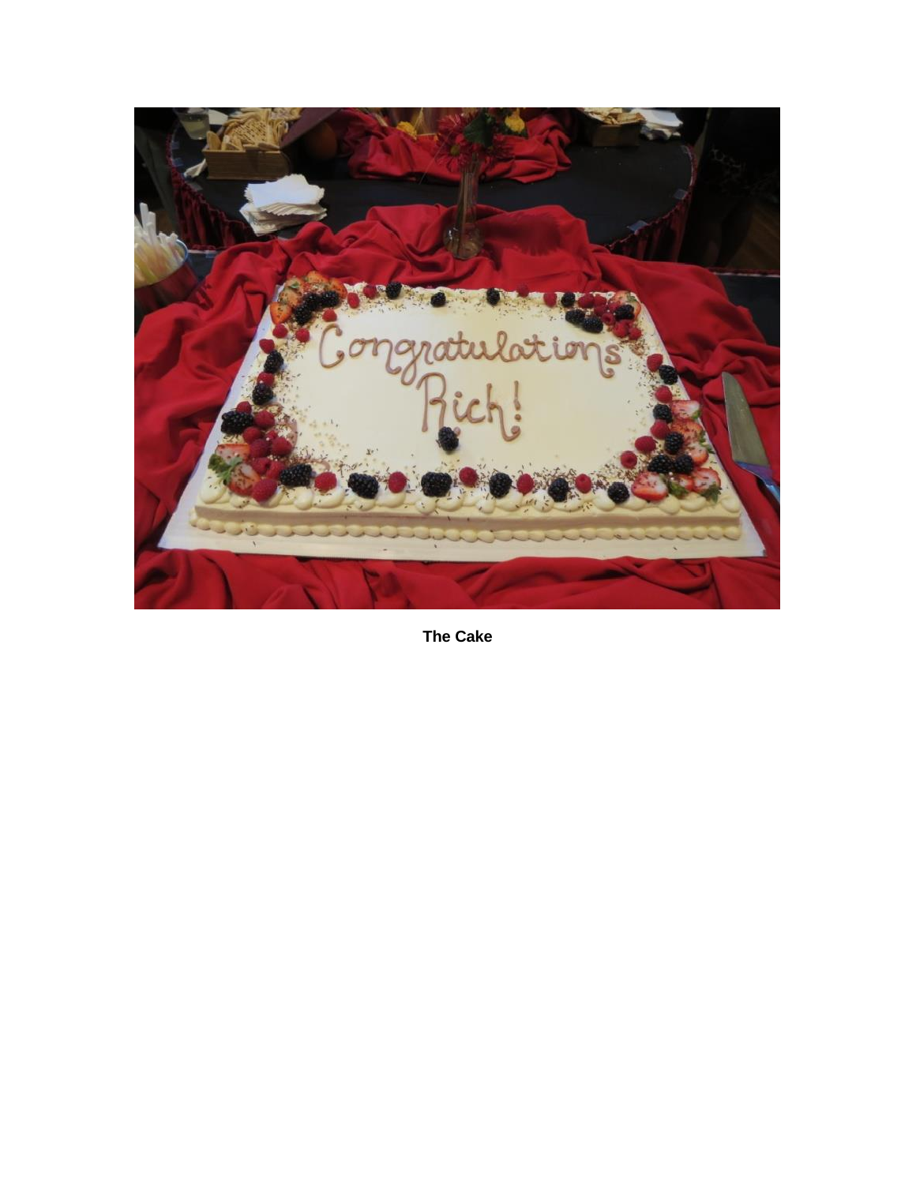**The Cake**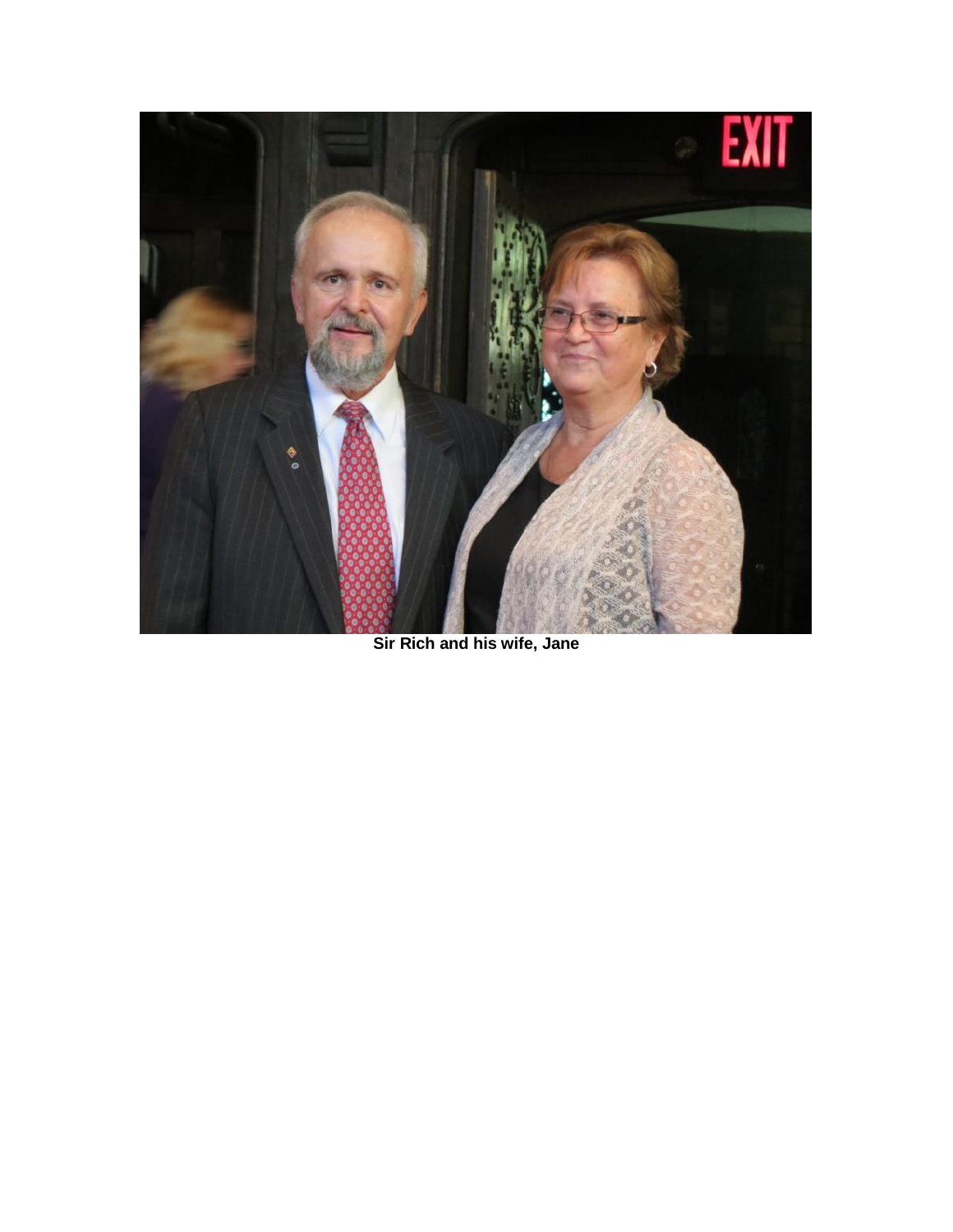**Sir Rich and his wife, Jane**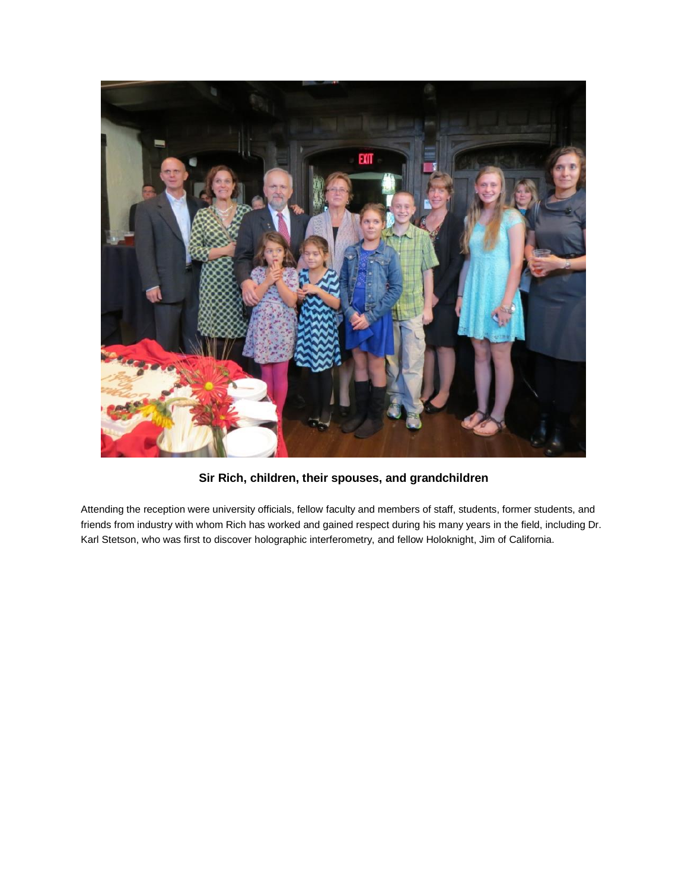**Sir Rich, children, their spouses, and grandchildren**

Attending the reception were university officials, fellow faculty and members of staff, students, former students, and friends from industry with whom Rich has worked and gained respect during his many years in the field, including Dr. Karl Stetson, who was first to discover holographic interferometry, and fellow Holoknight, Jim of California.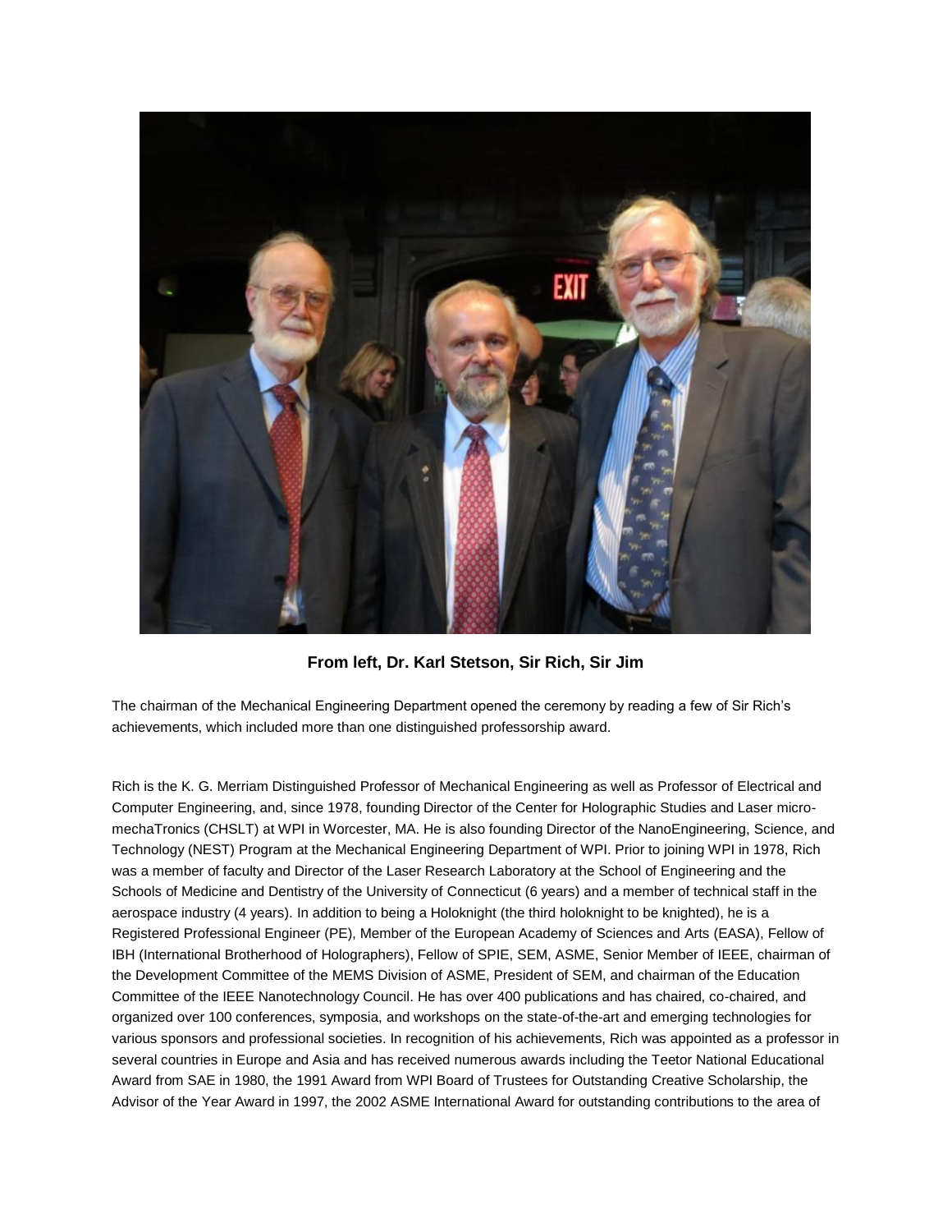**From left, Dr. Karl Stetson, Sir Rich, Sir Jim**

The chairman of the Mechanical Engineering Department opened the ceremony by reading a few of Sir Rich's achievements, which included more than one distinguished professorship award.

Rich is the K. G. Merriam Distinguished Professor of Mechanical Engineering as well as Professor of Electrical and Computer Engineering, and, since 1978, founding Director of the Center for Holographic Studies and Laser micro-mechaTronics (CHSLT) at WPI in Worcester, MA. He is also founding Director of the NanoEngineering, Science, and Technology (NEST) Program at the Mechanical Engineering Department of WPI. Prior to joining WPI in 1978, Rich was a member of faculty and Director of the Laser Research Laboratory at the School of Engineering and the Schools of Medicine and Dentistry of the University of Connecticut (6 years) and a member of technical staff in the aerospace industry (4 years). In addition to being a Holoknight (the third holoknight to be knighted), he is a Registered Professional Engineer (PE), Member of the European Academy of Sciences and Arts (EASA), Fellow of IBH (International Brotherhood of Holographers), Fellow of SPIE, SEM, ASME, Senior Member of IEEE, chairman of the Development Committee of the MEMS Division of ASME, President of SEM, and chairman of the Education Committee of the IEEE Nanotechnology Council. He has over 400 publications and has chaired, co-chaired, and organized over 100 conferences, symposia, and workshops on the state-of-the-art and emerging technologies for various sponsors and professional societies. In recognition of his achievements, Rich was appointed as a professor in several countries in Europe and Asia and has received numerous awards including the Teetor National Educational Award from SAE in 1980, the 1991 Award from WPI Board of Trustees for Outstanding Creative Scholarship, the Advisor of the Year Award in 1997, the 2002 ASME International Award for outstanding contributions to the area of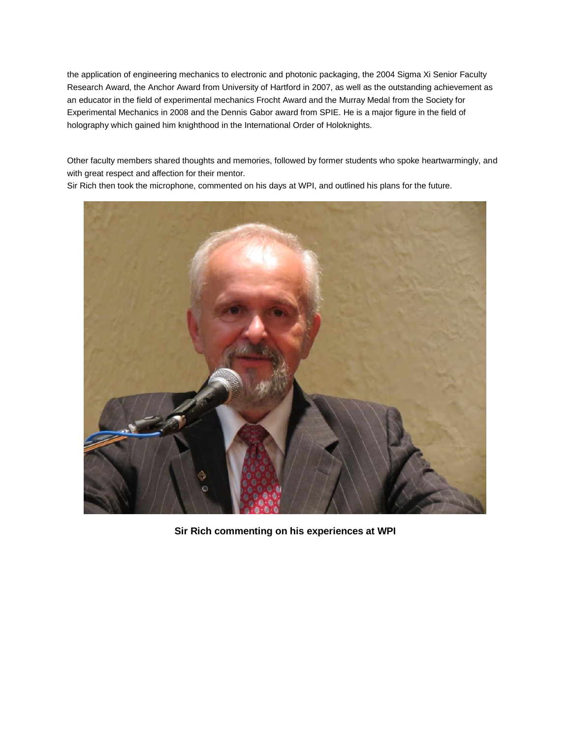the application of engineering mechanics to electronic and photonic packaging, the 2004 Sigma Xi Senior Faculty Research Award, the Anchor Award from University of Hartford in 2007, as well as the outstanding achievement as an educator in the field of experimental mechanics Frocht Award and the Murray Medal from the Society for Experimental Mechanics in 2008 and the Dennis Gabor award from SPIE. He is a major figure in the field of holography which gained him knighthood in the International Order of Holoknights.

Other faculty members shared thoughts and memories, followed by former students who spoke heartwarmingly, and with great respect and affection for their mentor.
Sir Rich then took the microphone, commented on his days at WPI, and outlined his plans for the future.

**Sir Rich commenting on his experiences at WPI**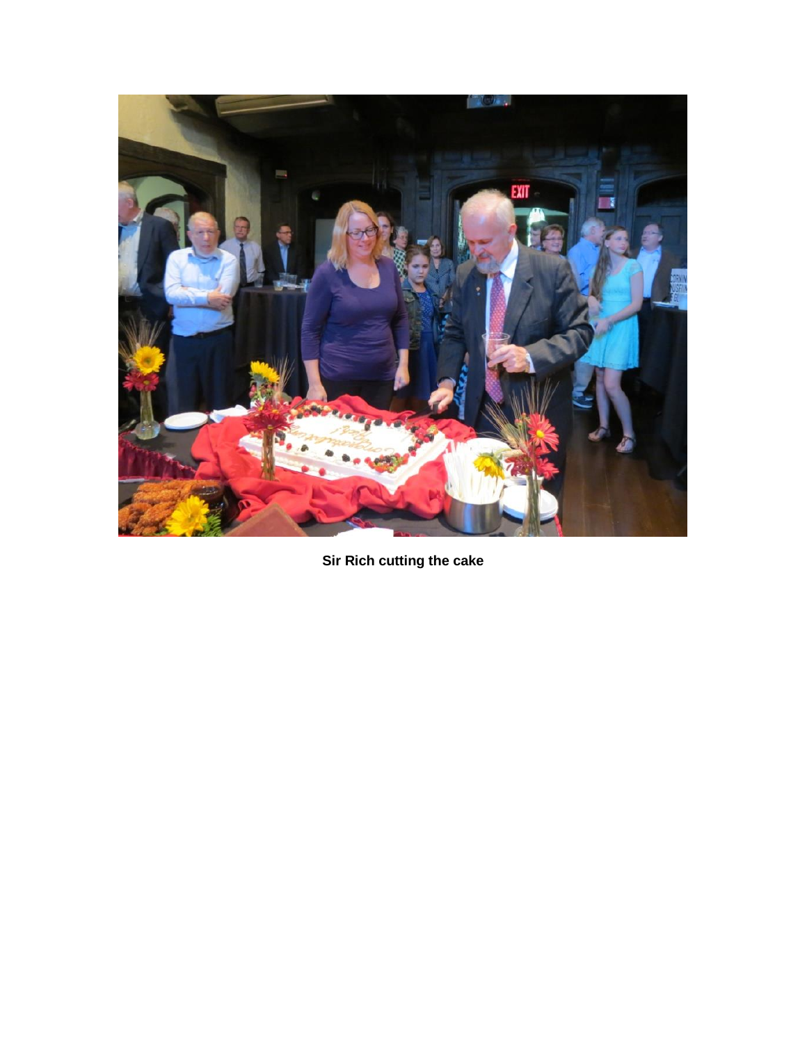**Sir Rich cutting the cake**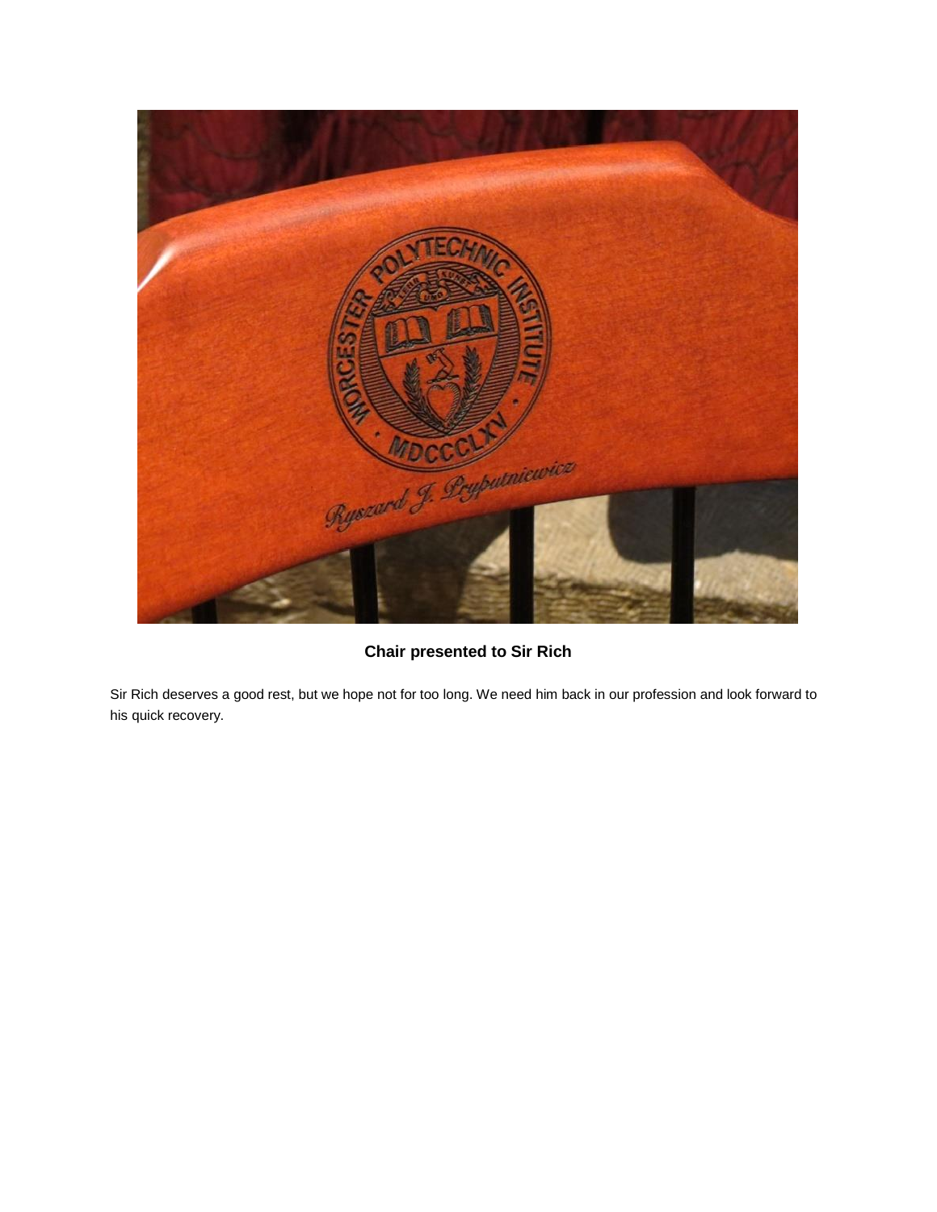**Chair presented to Sir Rich**

Sir Rich deserves a good rest, but we hope not for too long. We need him back in our profession and look forward to his quick recovery.